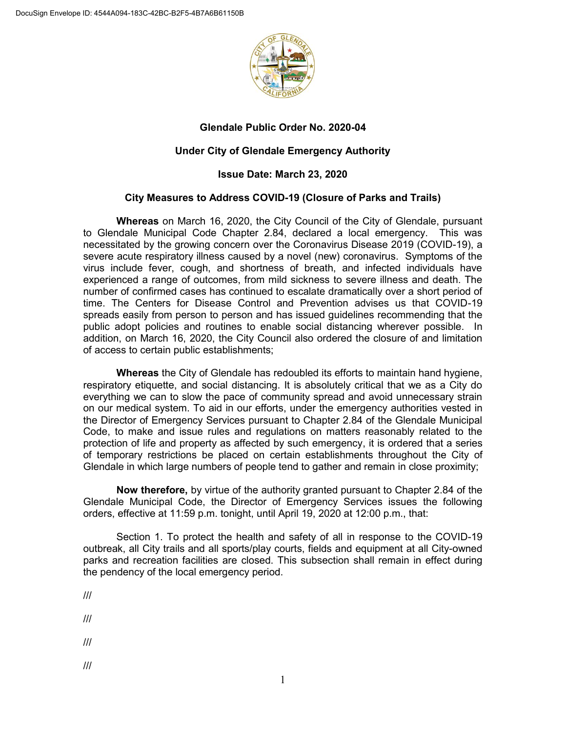DocuSign Envelope ID: 4544A094-183C-42BC-B2F5-4B7A6B61150B

# Glendale Public Order No. 2020-04

## Under City of Glendale Emergency Authority

## Issue Date: March 23, 2020

## City Measures to Address COVID-19 (Closure of Parks and Trails)

**Whereas** on March 16, 2020, the City Council of the City of Glendale, pursuant to Glendale Municipal Code Chapter 2.84, declared a local emergency. This was necessitated by the growing concern over the Coronavirus Disease 2019 (COVID-19), a severe acute respiratory illness caused by a novel (new) coronavirus. Symptoms of the virus include fever, cough, and shortness of breath, and infected individuals have experienced a range of outcomes, from mild sickness to severe illness and death. The number of confirmed cases has continued to escalate dramatically over a short period of time. The Centers for Disease Control and Prevention advises us that COVID-19 spreads easily from person to person and has issued guidelines recommending that the public adopt policies and routines to enable social distancing wherever possible. In addition, on March 16, 2020, the City Council also ordered the closure of and limitation of access to certain public establishments;

**Whereas** the City of Glendale has redoubled its efforts to maintain hand hygiene, respiratory etiquette, and social distancing. It is absolutely critical that we as a City do everything we can to slow the pace of community spread and avoid unnecessary strain on our medical system. To aid in our efforts, under the emergency authorities vested in the Director of Emergency Services pursuant to Chapter 2.84 of the Glendale Municipal Code, to make and issue rules and regulations on matters reasonably related to the protection of life and property as affected by such emergency, it is ordered that a series of temporary restrictions be placed on certain establishments throughout the City of Glendale in which large numbers of people tend to gather and remain in close proximity;

**Now therefore,** by virtue of the authority granted pursuant to Chapter 2.84 of the Glendale Municipal Code, the Director of Emergency Services issues the following orders, effective at 11:59 p.m. tonight, until April 19, 2020 at 12:00 p.m., that:

Section 1. To protect the health and safety of all in response to the COVID-19 outbreak, all City trails and all sports/play courts, fields and equipment at all City-owned parks and recreation facilities are closed. This subsection shall remain in effect during the pendency of the local emergency period.

///

///

///

///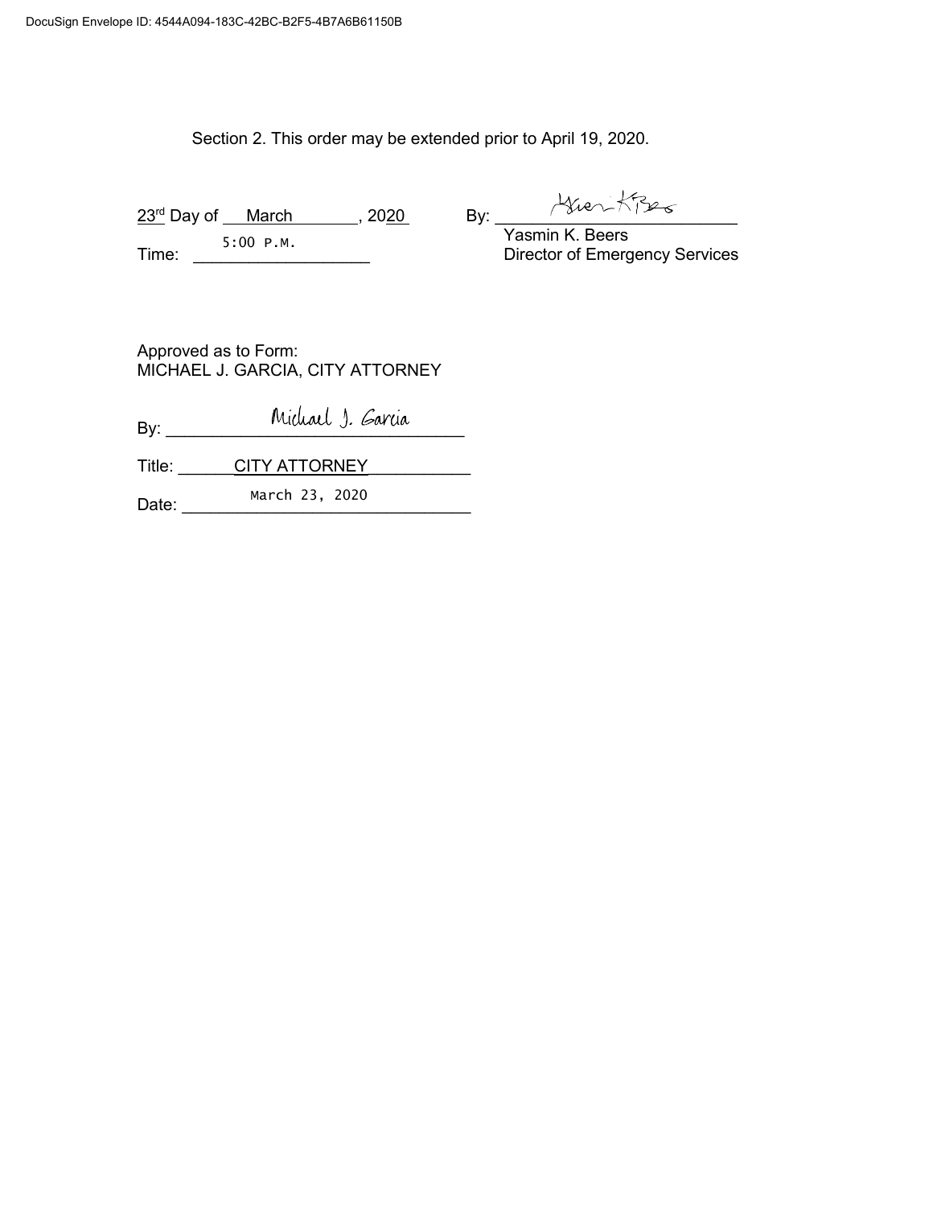Section 2. This order may be extended prior to April 19, 2020.

23rd Day of March, 2020

Time: 5:00 P.M.

By: [signature]

Yasmin K. Beers
Director of Emergency Services

Approved as to Form:
MICHAEL J. GARCIA, CITY ATTORNEY

By: Michael J. Garcia

Title: CITY ATTORNEY

Date: March 23, 2020